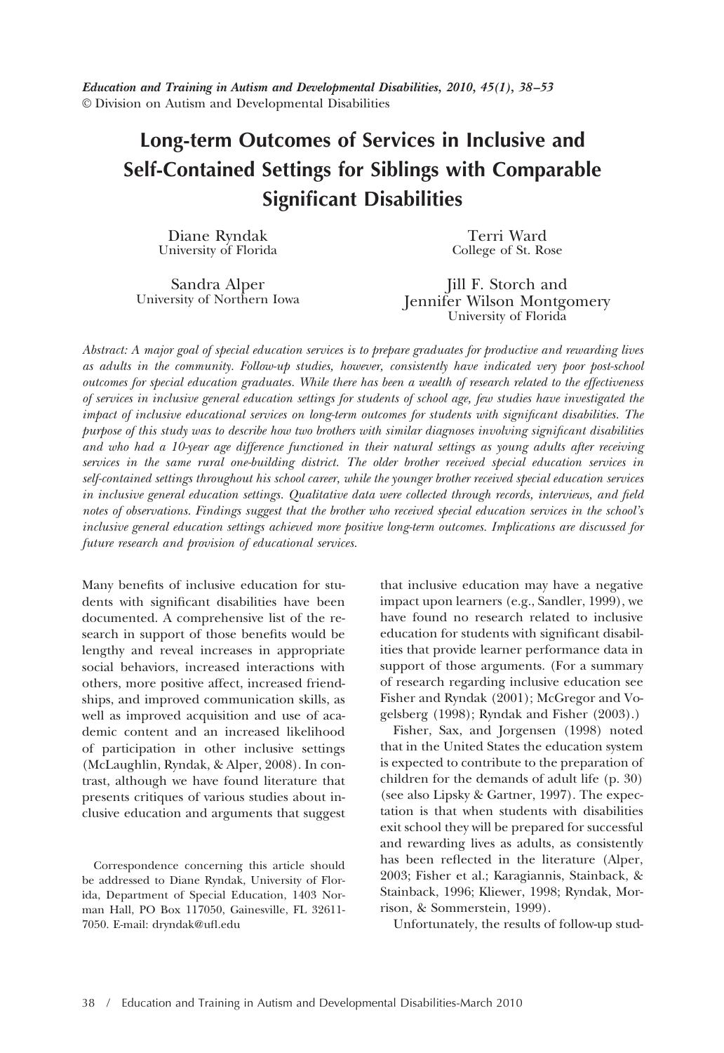*Education and Training in Autism and Developmental Disabilities, 2010, 45(1), 38–53*
© Division on Autism and Developmental Disabilities

# Long-term Outcomes of Services in Inclusive and Self-Contained Settings for Siblings with Comparable Significant Disabilities

Diane Ryndak
University of Florida

Terri Ward
College of St. Rose

Sandra Alper
University of Northern Iowa

Jill F. Storch and Jennifer Wilson Montgomery
University of Florida

*Abstract: A major goal of special education services is to prepare graduates for productive and rewarding lives as adults in the community. Follow-up studies, however, consistently have indicated very poor post-school outcomes for special education graduates. While there has been a wealth of research related to the effectiveness of services in inclusive general education settings for students of school age, few studies have investigated the impact of inclusive educational services on long-term outcomes for students with significant disabilities. The purpose of this study was to describe how two brothers with similar diagnoses involving significant disabilities and who had a 10-year age difference functioned in their natural settings as young adults after receiving services in the same rural one-building district. The older brother received special education services in self-contained settings throughout his school career, while the younger brother received special education services in inclusive general education settings. Qualitative data were collected through records, interviews, and field notes of observations. Findings suggest that the brother who received special education services in the school's inclusive general education settings achieved more positive long-term outcomes. Implications are discussed for future research and provision of educational services.*

Many benefits of inclusive education for students with significant disabilities have been documented. A comprehensive list of the research in support of those benefits would be lengthy and reveal increases in appropriate social behaviors, increased interactions with others, more positive affect, increased friendships, and improved communication skills, as well as improved acquisition and use of academic content and an increased likelihood of participation in other inclusive settings (McLaughlin, Ryndak, & Alper, 2008). In contrast, although we have found literature that presents critiques of various studies about inclusive education and arguments that suggest that inclusive education may have a negative impact upon learners (e.g., Sandler, 1999), we have found no research related to inclusive education for students with significant disabilities that provide learner performance data in support of those arguments. (For a summary of research regarding inclusive education see Fisher and Ryndak (2001); McGregor and Vogelsberg (1998); Ryndak and Fisher (2003).)

Fisher, Sax, and Jorgensen (1998) noted that in the United States the education system is expected to contribute to the preparation of children for the demands of adult life (p. 30) (see also Lipsky & Gartner, 1997). The expectation is that when students with disabilities exit school they will be prepared for successful and rewarding lives as adults, as consistently has been reflected in the literature (Alper, 2003; Fisher et al.; Karagiannis, Stainback, & Stainback, 1996; Kliewer, 1998; Ryndak, Morrison, & Sommerstein, 1999).

Unfortunately, the results of follow-up stud-

Correspondence concerning this article should be addressed to Diane Ryndak, University of Florida, Department of Special Education, 1403 Norman Hall, PO Box 117050, Gainesville, FL 32611-7050. E-mail: dryndak@ufl.edu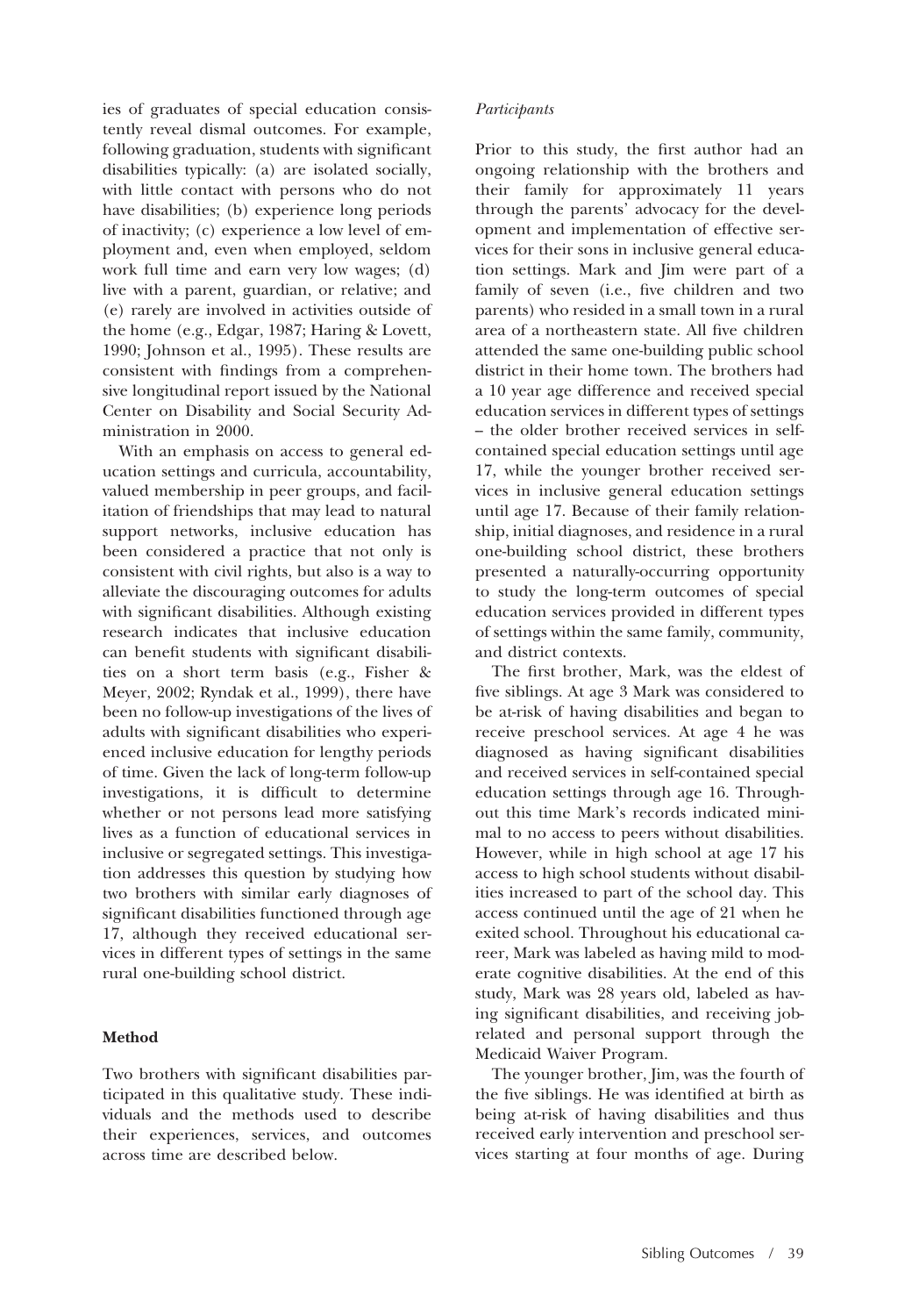ies of graduates of special education consistently reveal dismal outcomes. For example, following graduation, students with significant disabilities typically: (a) are isolated socially, with little contact with persons who do not have disabilities; (b) experience long periods of inactivity; (c) experience a low level of employment and, even when employed, seldom work full time and earn very low wages; (d) live with a parent, guardian, or relative; and (e) rarely are involved in activities outside of the home (e.g., Edgar, 1987; Haring & Lovett, 1990; Johnson et al., 1995). These results are consistent with findings from a comprehensive longitudinal report issued by the National Center on Disability and Social Security Administration in 2000.

With an emphasis on access to general education settings and curricula, accountability, valued membership in peer groups, and facilitation of friendships that may lead to natural support networks, inclusive education has been considered a practice that not only is consistent with civil rights, but also is a way to alleviate the discouraging outcomes for adults with significant disabilities. Although existing research indicates that inclusive education can benefit students with significant disabilities on a short term basis (e.g., Fisher & Meyer, 2002; Ryndak et al., 1999), there have been no follow-up investigations of the lives of adults with significant disabilities who experienced inclusive education for lengthy periods of time. Given the lack of long-term follow-up investigations, it is difficult to determine whether or not persons lead more satisfying lives as a function of educational services in inclusive or segregated settings. This investigation addresses this question by studying how two brothers with similar early diagnoses of significant disabilities functioned through age 17, although they received educational services in different types of settings in the same rural one-building school district.

## Method

Two brothers with significant disabilities participated in this qualitative study. These individuals and the methods used to describe their experiences, services, and outcomes across time are described below.

### *Participants*

Prior to this study, the first author had an ongoing relationship with the brothers and their family for approximately 11 years through the parents' advocacy for the development and implementation of effective services for their sons in inclusive general education settings. Mark and Jim were part of a family of seven (i.e., five children and two parents) who resided in a small town in a rural area of a northeastern state. All five children attended the same one-building public school district in their home town. The brothers had a 10 year age difference and received special education services in different types of settings – the older brother received services in self-contained special education settings until age 17, while the younger brother received services in inclusive general education settings until age 17. Because of their family relationship, initial diagnoses, and residence in a rural one-building school district, these brothers presented a naturally-occurring opportunity to study the long-term outcomes of special education services provided in different types of settings within the same family, community, and district contexts.

The first brother, Mark, was the eldest of five siblings. At age 3 Mark was considered to be at-risk of having disabilities and began to receive preschool services. At age 4 he was diagnosed as having significant disabilities and received services in self-contained special education settings through age 16. Throughout this time Mark's records indicated minimal to no access to peers without disabilities. However, while in high school at age 17 his access to high school students without disabilities increased to part of the school day. This access continued until the age of 21 when he exited school. Throughout his educational career, Mark was labeled as having mild to moderate cognitive disabilities. At the end of this study, Mark was 28 years old, labeled as having significant disabilities, and receiving job-related and personal support through the Medicaid Waiver Program.

The younger brother, Jim, was the fourth of the five siblings. He was identified at birth as being at-risk of having disabilities and thus received early intervention and preschool services starting at four months of age. During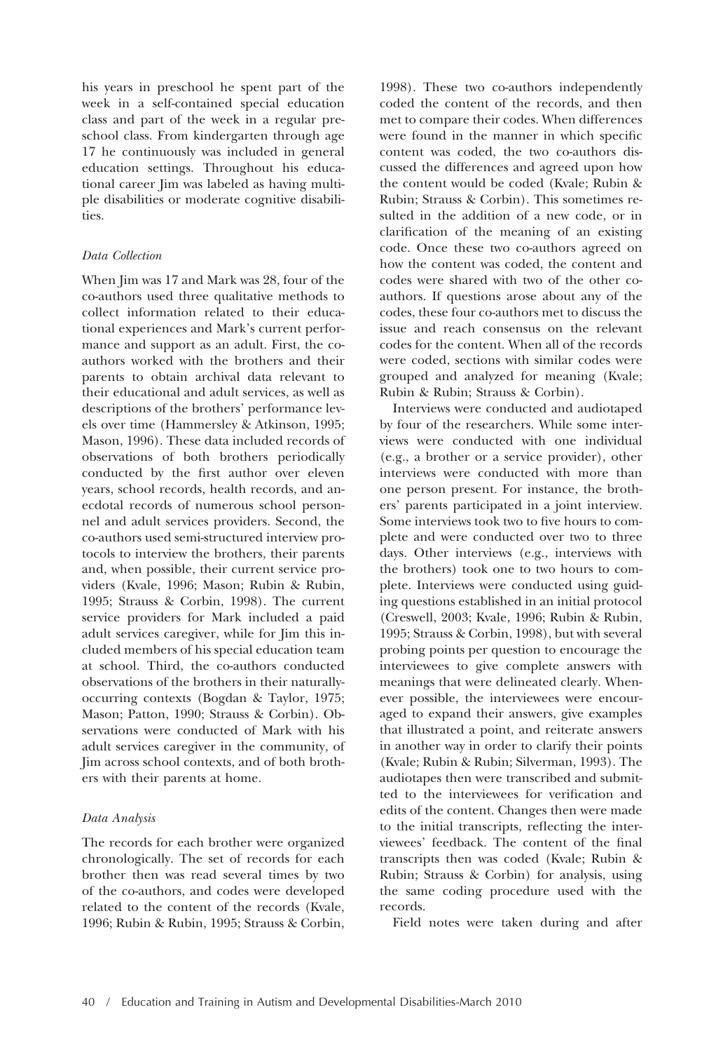his years in preschool he spent part of the week in a self-contained special education class and part of the week in a regular preschool class. From kindergarten through age 17 he continuously was included in general education settings. Throughout his educational career Jim was labeled as having multiple disabilities or moderate cognitive disabilities.

### *Data Collection*

When Jim was 17 and Mark was 28, four of the co-authors used three qualitative methods to collect information related to their educational experiences and Mark's current performance and support as an adult. First, the co-authors worked with the brothers and their parents to obtain archival data relevant to their educational and adult services, as well as descriptions of the brothers' performance levels over time (Hammersley & Atkinson, 1995; Mason, 1996). These data included records of observations of both brothers periodically conducted by the first author over eleven years, school records, health records, and anecdotal records of numerous school personnel and adult services providers. Second, the co-authors used semi-structured interview protocols to interview the brothers, their parents and, when possible, their current service providers (Kvale, 1996; Mason; Rubin & Rubin, 1995; Strauss & Corbin, 1998). The current service providers for Mark included a paid adult services caregiver, while for Jim this included members of his special education team at school. Third, the co-authors conducted observations of the brothers in their naturally-occurring contexts (Bogdan & Taylor, 1975; Mason; Patton, 1990; Strauss & Corbin). Observations were conducted of Mark with his adult services caregiver in the community, of Jim across school contexts, and of both brothers with their parents at home.

### *Data Analysis*

The records for each brother were organized chronologically. The set of records for each brother then was read several times by two of the co-authors, and codes were developed related to the content of the records (Kvale, 1996; Rubin & Rubin, 1995; Strauss & Corbin, 1998). These two co-authors independently coded the content of the records, and then met to compare their codes. When differences were found in the manner in which specific content was coded, the two co-authors discussed the differences and agreed upon how the content would be coded (Kvale; Rubin & Rubin; Strauss & Corbin). This sometimes resulted in the addition of a new code, or in clarification of the meaning of an existing code. Once these two co-authors agreed on how the content was coded, the content and codes were shared with two of the other co-authors. If questions arose about any of the codes, these four co-authors met to discuss the issue and reach consensus on the relevant codes for the content. When all of the records were coded, sections with similar codes were grouped and analyzed for meaning (Kvale; Rubin & Rubin; Strauss & Corbin).

Interviews were conducted and audiotaped by four of the researchers. While some interviews were conducted with one individual (e.g., a brother or a service provider), other interviews were conducted with more than one person present. For instance, the brothers' parents participated in a joint interview. Some interviews took two to five hours to complete and were conducted over two to three days. Other interviews (e.g., interviews with the brothers) took one to two hours to complete. Interviews were conducted using guiding questions established in an initial protocol (Creswell, 2003; Kvale, 1996; Rubin & Rubin, 1995; Strauss & Corbin, 1998), but with several probing points per question to encourage the interviewees to give complete answers with meanings that were delineated clearly. Whenever possible, the interviewees were encouraged to expand their answers, give examples that illustrated a point, and reiterate answers in another way in order to clarify their points (Kvale; Rubin & Rubin; Silverman, 1993). The audiotapes then were transcribed and submitted to the interviewees for verification and edits of the content. Changes then were made to the initial transcripts, reflecting the interviewees' feedback. The content of the final transcripts then was coded (Kvale; Rubin & Rubin; Strauss & Corbin) for analysis, using the same coding procedure used with the records.

Field notes were taken during and after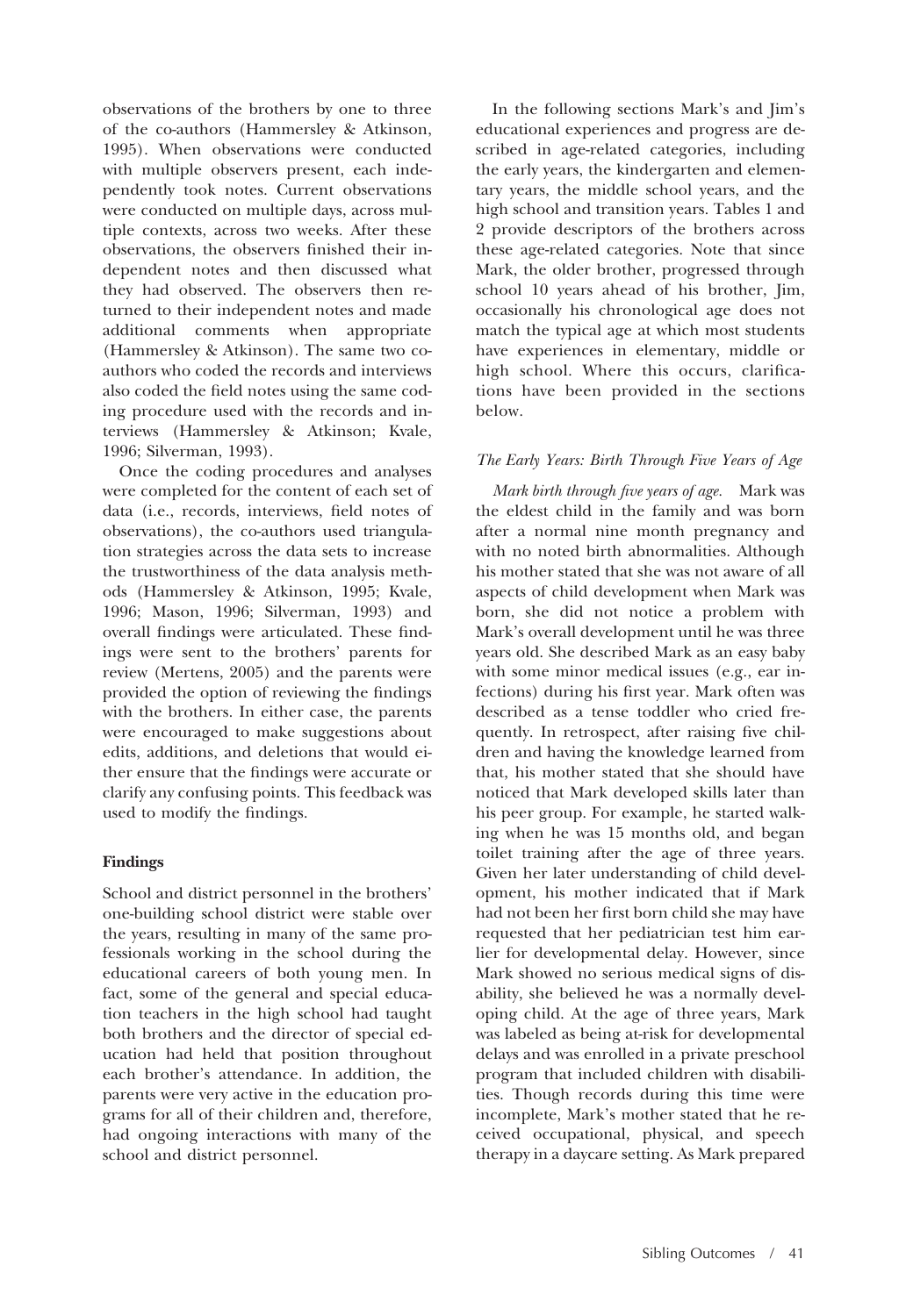observations of the brothers by one to three of the co-authors (Hammersley & Atkinson, 1995). When observations were conducted with multiple observers present, each independently took notes. Current observations were conducted on multiple days, across multiple contexts, across two weeks. After these observations, the observers finished their independent notes and then discussed what they had observed. The observers then returned to their independent notes and made additional comments when appropriate (Hammersley & Atkinson). The same two co-authors who coded the records and interviews also coded the field notes using the same coding procedure used with the records and interviews (Hammersley & Atkinson; Kvale, 1996; Silverman, 1993).

Once the coding procedures and analyses were completed for the content of each set of data (i.e., records, interviews, field notes of observations), the co-authors used triangulation strategies across the data sets to increase the trustworthiness of the data analysis methods (Hammersley & Atkinson, 1995; Kvale, 1996; Mason, 1996; Silverman, 1993) and overall findings were articulated. These findings were sent to the brothers' parents for review (Mertens, 2005) and the parents were provided the option of reviewing the findings with the brothers. In either case, the parents were encouraged to make suggestions about edits, additions, and deletions that would either ensure that the findings were accurate or clarify any confusing points. This feedback was used to modify the findings.

## Findings

School and district personnel in the brothers' one-building school district were stable over the years, resulting in many of the same professionals working in the school during the educational careers of both young men. In fact, some of the general and special education teachers in the high school had taught both brothers and the director of special education had held that position throughout each brother's attendance. In addition, the parents were very active in the education programs for all of their children and, therefore, had ongoing interactions with many of the school and district personnel.

In the following sections Mark's and Jim's educational experiences and progress are described in age-related categories, including the early years, the kindergarten and elementary years, the middle school years, and the high school and transition years. Tables 1 and 2 provide descriptors of the brothers across these age-related categories. Note that since Mark, the older brother, progressed through school 10 years ahead of his brother, Jim, occasionally his chronological age does not match the typical age at which most students have experiences in elementary, middle or high school. Where this occurs, clarifications have been provided in the sections below.

### *The Early Years: Birth Through Five Years of Age*

*Mark birth through five years of age.* Mark was the eldest child in the family and was born after a normal nine month pregnancy and with no noted birth abnormalities. Although his mother stated that she was not aware of all aspects of child development when Mark was born, she did not notice a problem with Mark's overall development until he was three years old. She described Mark as an easy baby with some minor medical issues (e.g., ear infections) during his first year. Mark often was described as a tense toddler who cried frequently. In retrospect, after raising five children and having the knowledge learned from that, his mother stated that she should have noticed that Mark developed skills later than his peer group. For example, he started walking when he was 15 months old, and began toilet training after the age of three years. Given her later understanding of child development, his mother indicated that if Mark had not been her first born child she may have requested that her pediatrician test him earlier for developmental delay. However, since Mark showed no serious medical signs of disability, she believed he was a normally developing child. At the age of three years, Mark was labeled as being at-risk for developmental delays and was enrolled in a private preschool program that included children with disabilities. Though records during this time were incomplete, Mark's mother stated that he received occupational, physical, and speech therapy in a daycare setting. As Mark prepared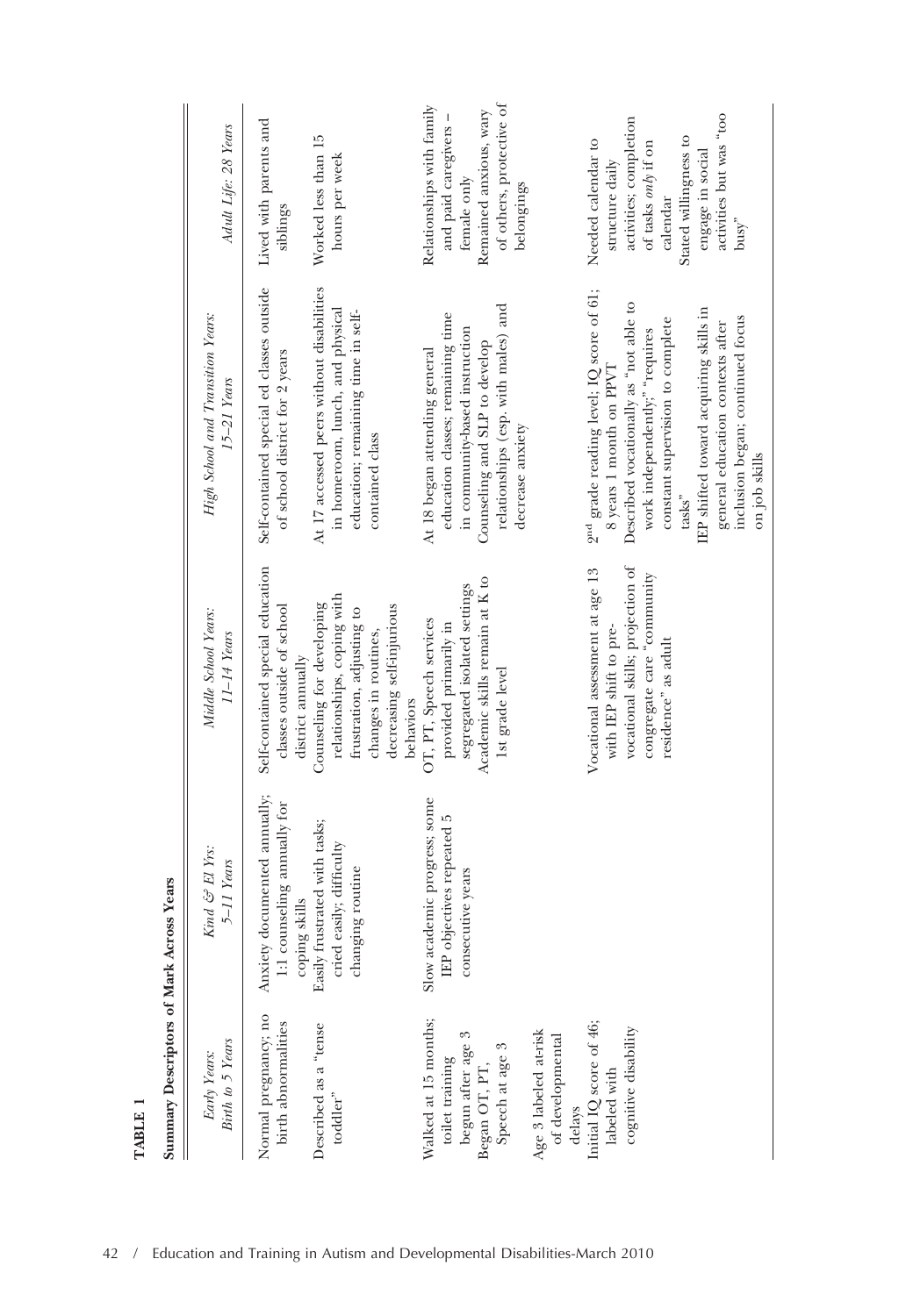**TABLE 1**

**Summary Descriptors of Mark Across Years**

| *Early Years: Birth to 5 Years* | *Kind & El Yrs: 5–11 Years* | *Middle School Years: 11–14 Years* | *High School and Transition Years: 15–21 Years* | *Adult Life: 28 Years* |
|---|---|---|---|---|
| Normal pregnancy; no birth abnormalities | Anxiety documented annually; 1:1 counseling annually for coping skills | Self-contained special education classes outside of school district annually | Self-contained special ed classes outside of school district for 2 years | Lived with parents and siblings |
| Described as a "tense toddler" | Easily frustrated with tasks; cried easily; difficulty changing routine | Counseling for developing relationships, coping with frustration, adjusting to changes in routines, decreasing self-injurious behaviors | At 17 accessed peers without disabilities in homeroom, lunch, and physical education; remaining time in self-contained class | Worked less than 15 hours per week |
| Walked at 15 months; toilet training begun after age 3 Began OT, PT, Speech at age 3 | Slow academic progress; some IEP objectives repeated 5 consecutive years | OT, PT, Speech services provided primarily in segregated isolated settings Academic skills remain at K to 1st grade level | At 18 began attending general education classes; remaining time in community-based instruction Counseling and SLP to develop relationships (esp. with males) and decrease anxiety | Relationships with family and paid caregivers – female only Remained anxious, wary of others, protective of belongings |
| Age 3 labeled at-risk of developmental delays | | | | |
| Initial IQ score of 46; labeled with cognitive disability | | Vocational assessment at age 13 with IEP shift to pre-vocational skills; projection of congregate care "community residence" as adult | 2nd grade reading level; IQ score of 61; 8 years 1 month on PPVT Described vocationally as "not able to work independently;" "requires constant supervision to complete tasks" IEP shifted toward acquiring skills in general education contexts after inclusion began; continued focus on job skills | Needed calendar to structure daily activities; completion of tasks *only* if on calendar Stated willingness to engage in social activities but was "too busy" |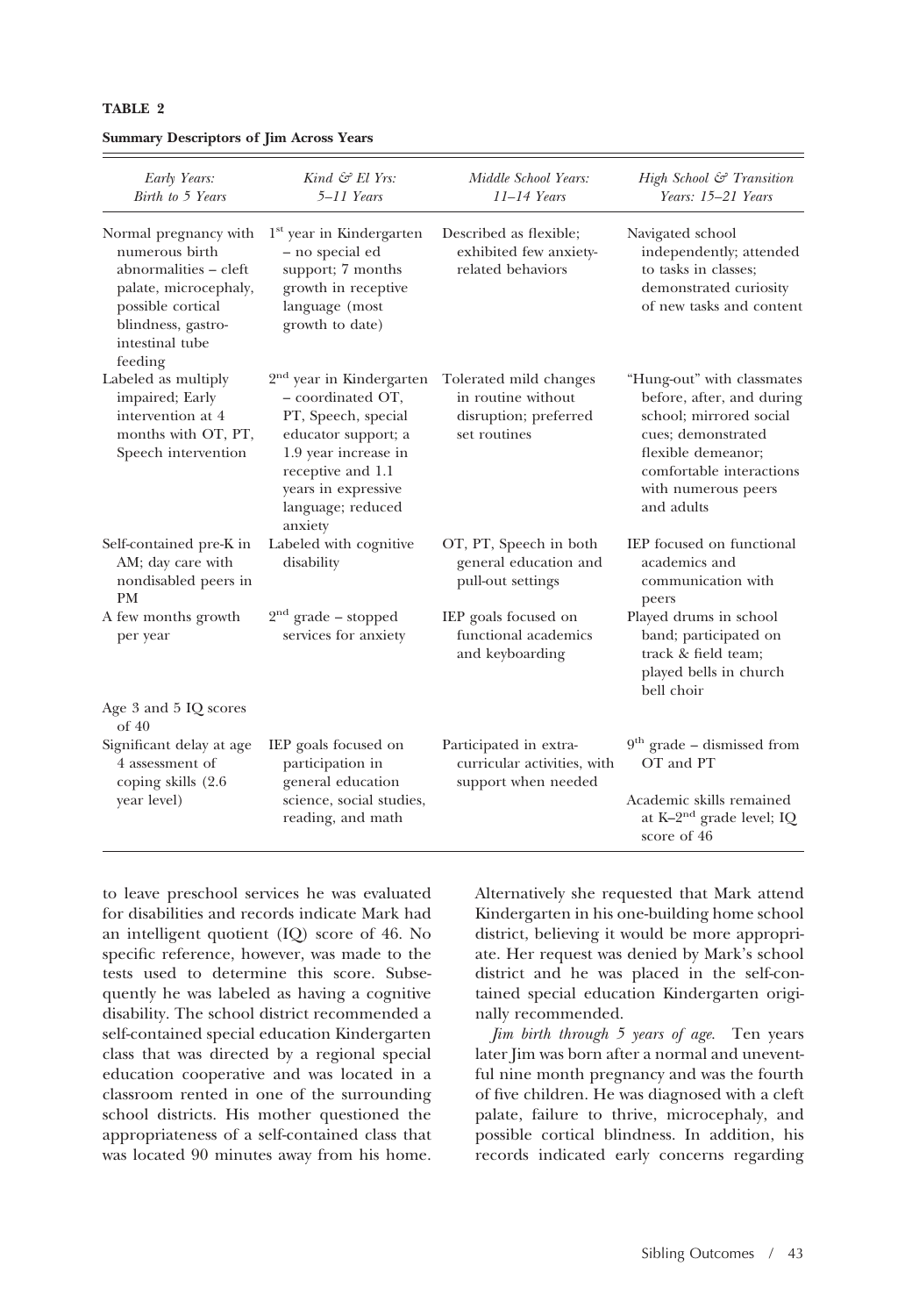**TABLE 2**

**Summary Descriptors of Jim Across Years**

| *Early Years: Birth to 5 Years* | *Kind & El Yrs: 5–11 Years* | *Middle School Years: 11–14 Years* | *High School & Transition Years: 15–21 Years* |
|---|---|---|---|
| Normal pregnancy with numerous birth abnormalities – cleft palate, microcephaly, possible cortical blindness, gastro-intestinal tube feeding | 1st year in Kindergarten – no special ed support; 7 months growth in receptive language (most growth to date) | Described as flexible; exhibited few anxiety-related behaviors | Navigated school independently; attended to tasks in classes; demonstrated curiosity of new tasks and content |
| Labeled as multiply impaired; Early intervention at 4 months with OT, PT, Speech intervention | 2nd year in Kindergarten – coordinated OT, PT, Speech, special educator support; a 1.9 year increase in receptive and 1.1 years in expressive language; reduced anxiety | Tolerated mild changes in routine without disruption; preferred set routines | "Hung-out" with classmates before, after, and during school; mirrored social cues; demonstrated flexible demeanor; comfortable interactions with numerous peers and adults |
| Self-contained pre-K in AM; day care with nondisabled peers in PM | Labeled with cognitive disability | OT, PT, Speech in both general education and pull-out settings | IEP focused on functional academics and communication with peers |
| A few months growth per year | 2nd grade – stopped services for anxiety | IEP goals focused on functional academics and keyboarding | Played drums in school band; participated on track & field team; played bells in church bell choir |
| Age 3 and 5 IQ scores of 40 | | | |
| Significant delay at age 4 assessment of coping skills (2.6 year level) | IEP goals focused on participation in general education science, social studies, reading, and math | Participated in extra-curricular activities, with support when needed | 9th grade – dismissed from OT and PT<br><br>Academic skills remained at K–2nd grade level; IQ score of 46 |

to leave preschool services he was evaluated for disabilities and records indicate Mark had an intelligent quotient (IQ) score of 46. No specific reference, however, was made to the tests used to determine this score. Subsequently he was labeled as having a cognitive disability. The school district recommended a self-contained special education Kindergarten class that was directed by a regional special education cooperative and was located in a classroom rented in one of the surrounding school districts. His mother questioned the appropriateness of a self-contained class that was located 90 minutes away from his home. Alternatively she requested that Mark attend Kindergarten in his one-building home school district, believing it would be more appropriate. Her request was denied by Mark's school district and he was placed in the self-contained special education Kindergarten originally recommended.

*Jim birth through 5 years of age.* Ten years later Jim was born after a normal and uneventful nine month pregnancy and was the fourth of five children. He was diagnosed with a cleft palate, failure to thrive, microcephaly, and possible cortical blindness. In addition, his records indicated early concerns regarding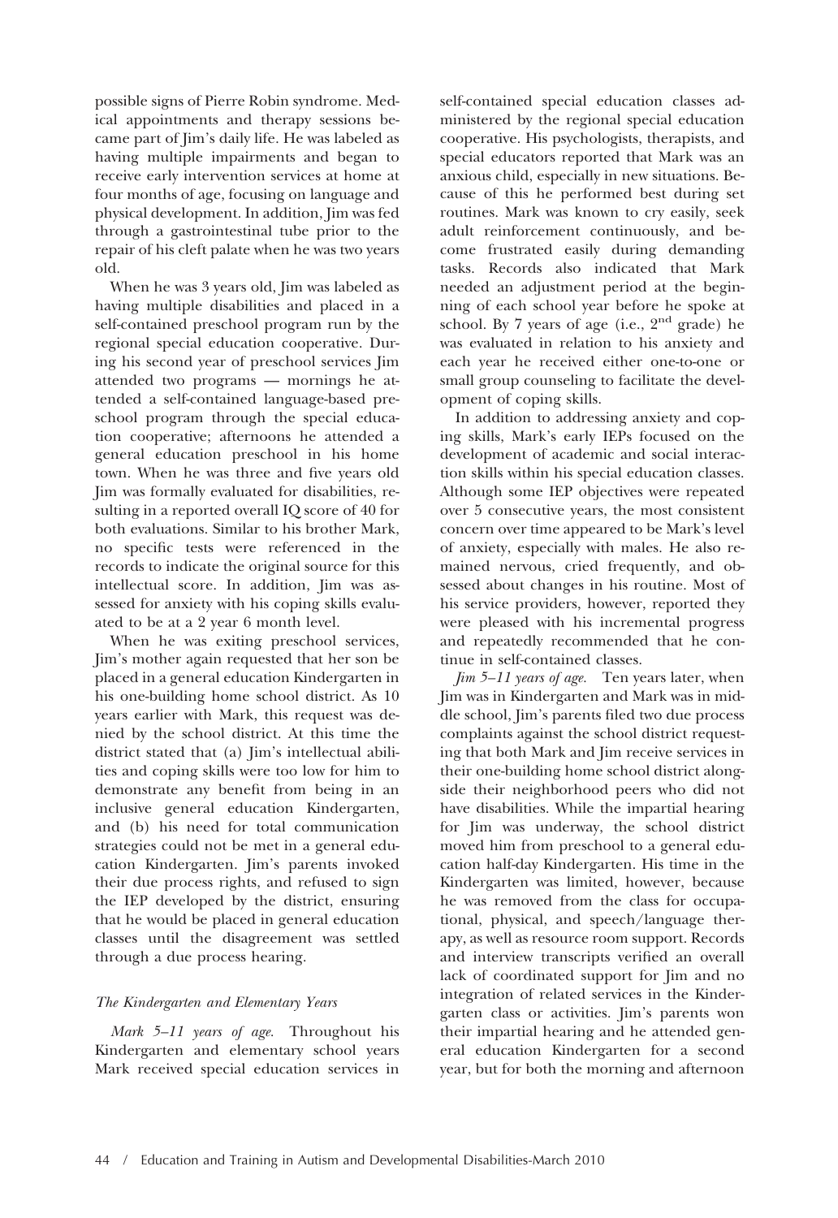possible signs of Pierre Robin syndrome. Medical appointments and therapy sessions became part of Jim's daily life. He was labeled as having multiple impairments and began to receive early intervention services at home at four months of age, focusing on language and physical development. In addition, Jim was fed through a gastrointestinal tube prior to the repair of his cleft palate when he was two years old.

When he was 3 years old, Jim was labeled as having multiple disabilities and placed in a self-contained preschool program run by the regional special education cooperative. During his second year of preschool services Jim attended two programs — mornings he attended a self-contained language-based preschool program through the special education cooperative; afternoons he attended a general education preschool in his home town. When he was three and five years old Jim was formally evaluated for disabilities, resulting in a reported overall IQ score of 40 for both evaluations. Similar to his brother Mark, no specific tests were referenced in the records to indicate the original source for this intellectual score. In addition, Jim was assessed for anxiety with his coping skills evaluated to be at a 2 year 6 month level.

When he was exiting preschool services, Jim's mother again requested that her son be placed in a general education Kindergarten in his one-building home school district. As 10 years earlier with Mark, this request was denied by the school district. At this time the district stated that (a) Jim's intellectual abilities and coping skills were too low for him to demonstrate any benefit from being in an inclusive general education Kindergarten, and (b) his need for total communication strategies could not be met in a general education Kindergarten. Jim's parents invoked their due process rights, and refused to sign the IEP developed by the district, ensuring that he would be placed in general education classes until the disagreement was settled through a due process hearing.

### *The Kindergarten and Elementary Years*

*Mark 5–11 years of age.* Throughout his Kindergarten and elementary school years Mark received special education services in self-contained special education classes administered by the regional special education cooperative. His psychologists, therapists, and special educators reported that Mark was an anxious child, especially in new situations. Because of this he performed best during set routines. Mark was known to cry easily, seek adult reinforcement continuously, and become frustrated easily during demanding tasks. Records also indicated that Mark needed an adjustment period at the beginning of each school year before he spoke at school. By 7 years of age (i.e., 2nd grade) he was evaluated in relation to his anxiety and each year he received either one-to-one or small group counseling to facilitate the development of coping skills.

In addition to addressing anxiety and coping skills, Mark's early IEPs focused on the development of academic and social interaction skills within his special education classes. Although some IEP objectives were repeated over 5 consecutive years, the most consistent concern over time appeared to be Mark's level of anxiety, especially with males. He also remained nervous, cried frequently, and obsessed about changes in his routine. Most of his service providers, however, reported they were pleased with his incremental progress and repeatedly recommended that he continue in self-contained classes.

*Jim 5–11 years of age.* Ten years later, when Jim was in Kindergarten and Mark was in middle school, Jim's parents filed two due process complaints against the school district requesting that both Mark and Jim receive services in their one-building home school district alongside their neighborhood peers who did not have disabilities. While the impartial hearing for Jim was underway, the school district moved him from preschool to a general education half-day Kindergarten. His time in the Kindergarten was limited, however, because he was removed from the class for occupational, physical, and speech/language therapy, as well as resource room support. Records and interview transcripts verified an overall lack of coordinated support for Jim and no integration of related services in the Kindergarten class or activities. Jim's parents won their impartial hearing and he attended general education Kindergarten for a second year, but for both the morning and afternoon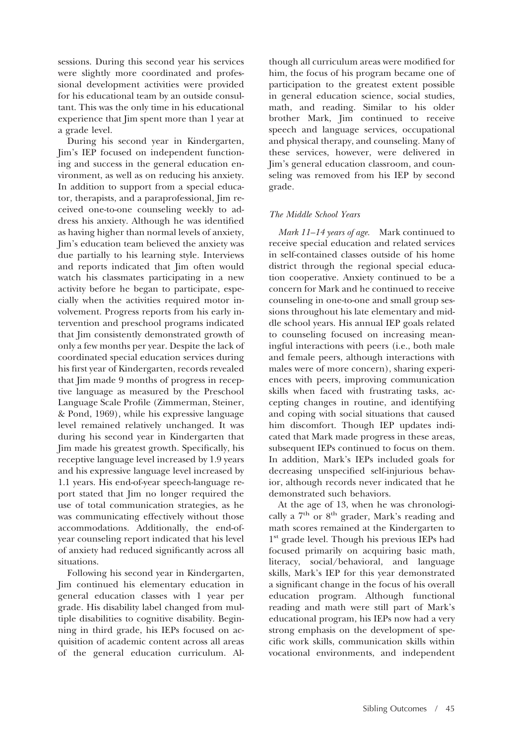sessions. During this second year his services were slightly more coordinated and professional development activities were provided for his educational team by an outside consultant. This was the only time in his educational experience that Jim spent more than 1 year at a grade level.

During his second year in Kindergarten, Jim's IEP focused on independent functioning and success in the general education environment, as well as on reducing his anxiety. In addition to support from a special educator, therapists, and a paraprofessional, Jim received one-to-one counseling weekly to address his anxiety. Although he was identified as having higher than normal levels of anxiety, Jim's education team believed the anxiety was due partially to his learning style. Interviews and reports indicated that Jim often would watch his classmates participating in a new activity before he began to participate, especially when the activities required motor involvement. Progress reports from his early intervention and preschool programs indicated that Jim consistently demonstrated growth of only a few months per year. Despite the lack of coordinated special education services during his first year of Kindergarten, records revealed that Jim made 9 months of progress in receptive language as measured by the Preschool Language Scale Profile (Zimmerman, Steiner, & Pond, 1969), while his expressive language level remained relatively unchanged. It was during his second year in Kindergarten that Jim made his greatest growth. Specifically, his receptive language level increased by 1.9 years and his expressive language level increased by 1.1 years. His end-of-year speech-language report stated that Jim no longer required the use of total communication strategies, as he was communicating effectively without those accommodations. Additionally, the end-of-year counseling report indicated that his level of anxiety had reduced significantly across all situations.

Following his second year in Kindergarten, Jim continued his elementary education in general education classes with 1 year per grade. His disability label changed from multiple disabilities to cognitive disability. Beginning in third grade, his IEPs focused on acquisition of academic content across all areas of the general education curriculum. Although all curriculum areas were modified for him, the focus of his program became one of participation to the greatest extent possible in general education science, social studies, math, and reading. Similar to his older brother Mark, Jim continued to receive speech and language services, occupational and physical therapy, and counseling. Many of these services, however, were delivered in Jim's general education classroom, and counseling was removed from his IEP by second grade.

### *The Middle School Years*

*Mark 11–14 years of age.* Mark continued to receive special education and related services in self-contained classes outside of his home district through the regional special education cooperative. Anxiety continued to be a concern for Mark and he continued to receive counseling in one-to-one and small group sessions throughout his late elementary and middle school years. His annual IEP goals related to counseling focused on increasing meaningful interactions with peers (i.e., both male and female peers, although interactions with males were of more concern), sharing experiences with peers, improving communication skills when faced with frustrating tasks, accepting changes in routine, and identifying and coping with social situations that caused him discomfort. Though IEP updates indicated that Mark made progress in these areas, subsequent IEPs continued to focus on them. In addition, Mark's IEPs included goals for decreasing unspecified self-injurious behavior, although records never indicated that he demonstrated such behaviors.

At the age of 13, when he was chronologically a 7th or 8th grader, Mark's reading and math scores remained at the Kindergarten to 1st grade level. Though his previous IEPs had focused primarily on acquiring basic math, literacy, social/behavioral, and language skills, Mark's IEP for this year demonstrated a significant change in the focus of his overall education program. Although functional reading and math were still part of Mark's educational program, his IEPs now had a very strong emphasis on the development of specific work skills, communication skills within vocational environments, and independent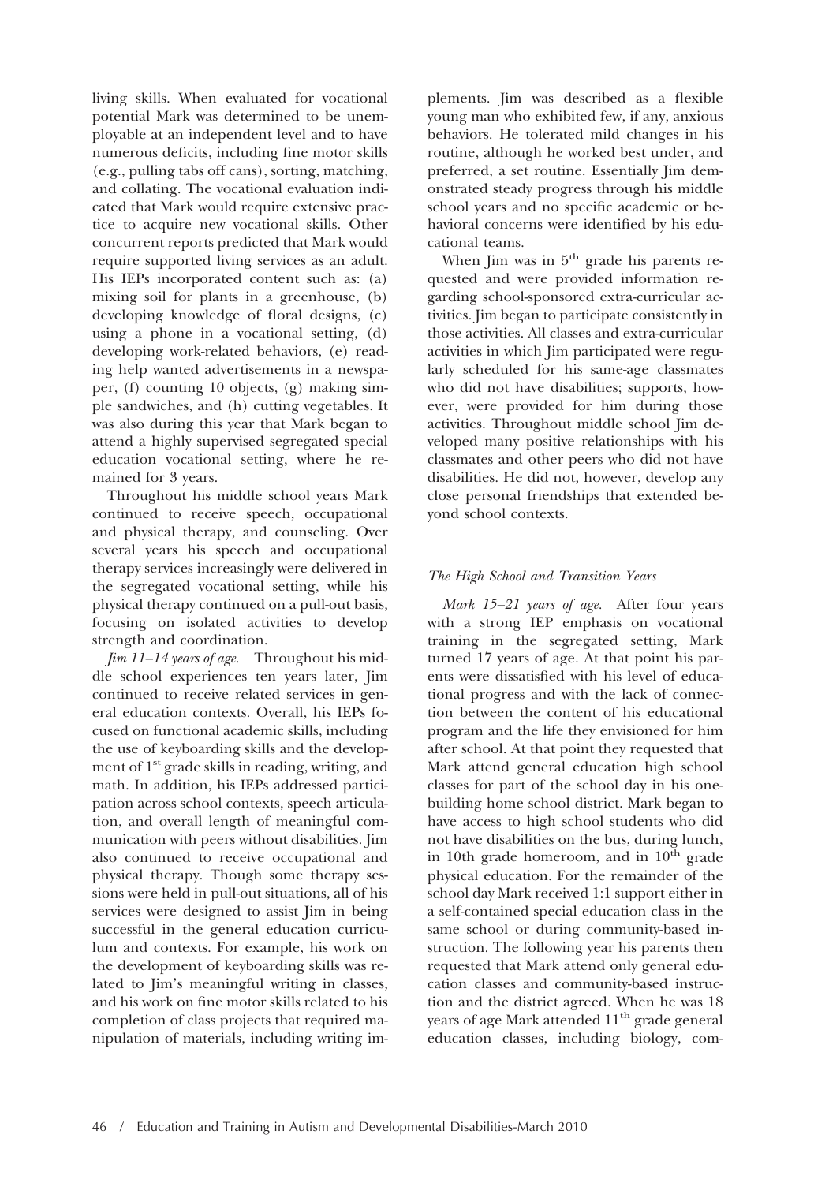living skills. When evaluated for vocational potential Mark was determined to be unemployable at an independent level and to have numerous deficits, including fine motor skills (e.g., pulling tabs off cans), sorting, matching, and collating. The vocational evaluation indicated that Mark would require extensive practice to acquire new vocational skills. Other concurrent reports predicted that Mark would require supported living services as an adult. His IEPs incorporated content such as: (a) mixing soil for plants in a greenhouse, (b) developing knowledge of floral designs, (c) using a phone in a vocational setting, (d) developing work-related behaviors, (e) reading help wanted advertisements in a newspaper, (f) counting 10 objects, (g) making simple sandwiches, and (h) cutting vegetables. It was also during this year that Mark began to attend a highly supervised segregated special education vocational setting, where he remained for 3 years.

Throughout his middle school years Mark continued to receive speech, occupational and physical therapy, and counseling. Over several years his speech and occupational therapy services increasingly were delivered in the segregated vocational setting, while his physical therapy continued on a pull-out basis, focusing on isolated activities to develop strength and coordination.

*Jim 11–14 years of age.* Throughout his middle school experiences ten years later, Jim continued to receive related services in general education contexts. Overall, his IEPs focused on functional academic skills, including the use of keyboarding skills and the development of 1st grade skills in reading, writing, and math. In addition, his IEPs addressed participation across school contexts, speech articulation, and overall length of meaningful communication with peers without disabilities. Jim also continued to receive occupational and physical therapy. Though some therapy sessions were held in pull-out situations, all of his services were designed to assist Jim in being successful in the general education curriculum and contexts. For example, his work on the development of keyboarding skills was related to Jim's meaningful writing in classes, and his work on fine motor skills related to his completion of class projects that required manipulation of materials, including writing implements. Jim was described as a flexible young man who exhibited few, if any, anxious behaviors. He tolerated mild changes in his routine, although he worked best under, and preferred, a set routine. Essentially Jim demonstrated steady progress through his middle school years and no specific academic or behavioral concerns were identified by his educational teams.

When Jim was in 5th grade his parents requested and were provided information regarding school-sponsored extra-curricular activities. Jim began to participate consistently in those activities. All classes and extra-curricular activities in which Jim participated were regularly scheduled for his same-age classmates who did not have disabilities; supports, however, were provided for him during those activities. Throughout middle school Jim developed many positive relationships with his classmates and other peers who did not have disabilities. He did not, however, develop any close personal friendships that extended beyond school contexts.

### *The High School and Transition Years*

*Mark 15–21 years of age.* After four years with a strong IEP emphasis on vocational training in the segregated setting, Mark turned 17 years of age. At that point his parents were dissatisfied with his level of educational progress and with the lack of connection between the content of his educational program and the life they envisioned for him after school. At that point they requested that Mark attend general education high school classes for part of the school day in his one-building home school district. Mark began to have access to high school students who did not have disabilities on the bus, during lunch, in 10th grade homeroom, and in 10th grade physical education. For the remainder of the school day Mark received 1:1 support either in a self-contained special education class in the same school or during community-based instruction. The following year his parents then requested that Mark attend only general education classes and community-based instruction and the district agreed. When he was 18 years of age Mark attended 11th grade general education classes, including biology, com-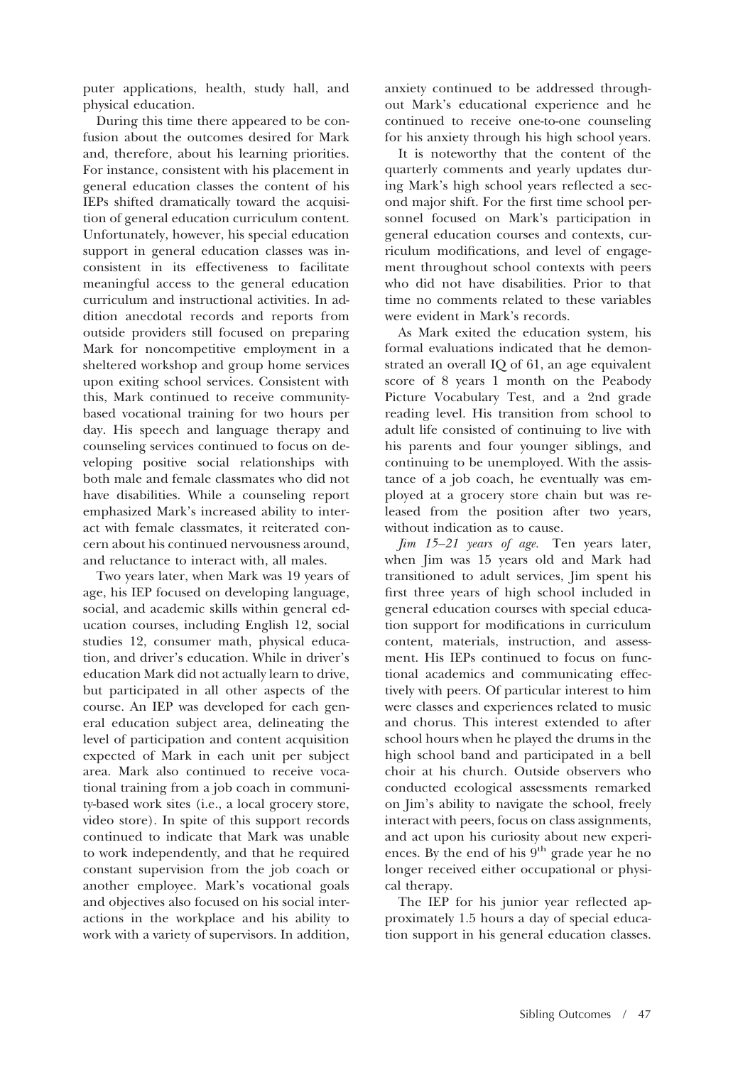puter applications, health, study hall, and physical education.

During this time there appeared to be confusion about the outcomes desired for Mark and, therefore, about his learning priorities. For instance, consistent with his placement in general education classes the content of his IEPs shifted dramatically toward the acquisition of general education curriculum content. Unfortunately, however, his special education support in general education classes was inconsistent in its effectiveness to facilitate meaningful access to the general education curriculum and instructional activities. In addition anecdotal records and reports from outside providers still focused on preparing Mark for noncompetitive employment in a sheltered workshop and group home services upon exiting school services. Consistent with this, Mark continued to receive community-based vocational training for two hours per day. His speech and language therapy and counseling services continued to focus on developing positive social relationships with both male and female classmates who did not have disabilities. While a counseling report emphasized Mark's increased ability to interact with female classmates, it reiterated concern about his continued nervousness around, and reluctance to interact with, all males.

Two years later, when Mark was 19 years of age, his IEP focused on developing language, social, and academic skills within general education courses, including English 12, social studies 12, consumer math, physical education, and driver's education. While in driver's education Mark did not actually learn to drive, but participated in all other aspects of the course. An IEP was developed for each general education subject area, delineating the level of participation and content acquisition expected of Mark in each unit per subject area. Mark also continued to receive vocational training from a job coach in community-based work sites (i.e., a local grocery store, video store). In spite of this support records continued to indicate that Mark was unable to work independently, and that he required constant supervision from the job coach or another employee. Mark's vocational goals and objectives also focused on his social interactions in the workplace and his ability to work with a variety of supervisors. In addition, anxiety continued to be addressed throughout Mark's educational experience and he continued to receive one-to-one counseling for his anxiety through his high school years.

It is noteworthy that the content of the quarterly comments and yearly updates during Mark's high school years reflected a second major shift. For the first time school personnel focused on Mark's participation in general education courses and contexts, curriculum modifications, and level of engagement throughout school contexts with peers who did not have disabilities. Prior to that time no comments related to these variables were evident in Mark's records.

As Mark exited the education system, his formal evaluations indicated that he demonstrated an overall IQ of 61, an age equivalent score of 8 years 1 month on the Peabody Picture Vocabulary Test, and a 2nd grade reading level. His transition from school to adult life consisted of continuing to live with his parents and four younger siblings, and continuing to be unemployed. With the assistance of a job coach, he eventually was employed at a grocery store chain but was released from the position after two years, without indication as to cause.

*Jim 15–21 years of age.* Ten years later, when Jim was 15 years old and Mark had transitioned to adult services, Jim spent his first three years of high school included in general education courses with special education support for modifications in curriculum content, materials, instruction, and assessment. His IEPs continued to focus on functional academics and communicating effectively with peers. Of particular interest to him were classes and experiences related to music and chorus. This interest extended to after school hours when he played the drums in the high school band and participated in a bell choir at his church. Outside observers who conducted ecological assessments remarked on Jim's ability to navigate the school, freely interact with peers, focus on class assignments, and act upon his curiosity about new experiences. By the end of his 9th grade year he no longer received either occupational or physical therapy.

The IEP for his junior year reflected approximately 1.5 hours a day of special education support in his general education classes.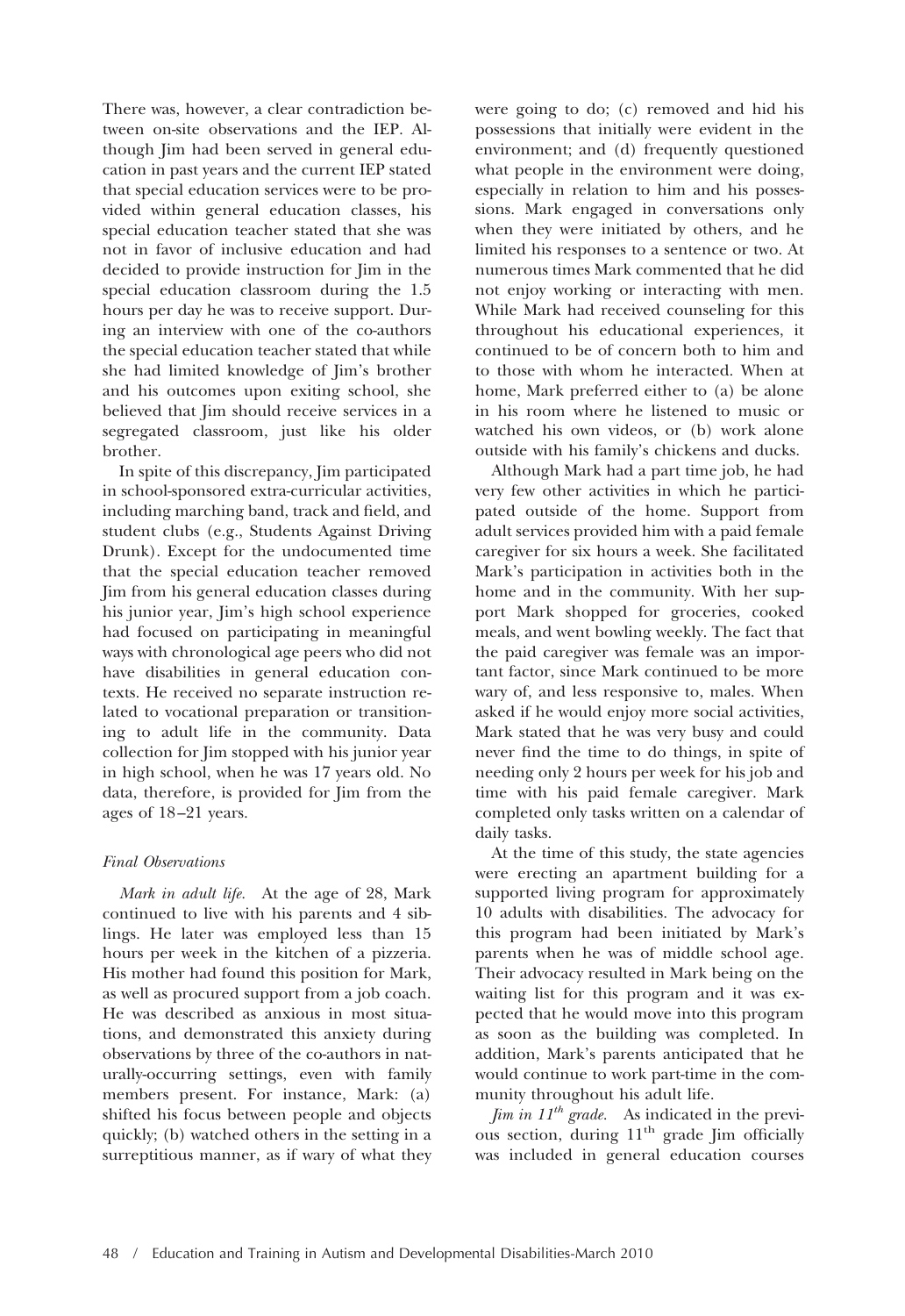There was, however, a clear contradiction between on-site observations and the IEP. Although Jim had been served in general education in past years and the current IEP stated that special education services were to be provided within general education classes, his special education teacher stated that she was not in favor of inclusive education and had decided to provide instruction for Jim in the special education classroom during the 1.5 hours per day he was to receive support. During an interview with one of the co-authors the special education teacher stated that while she had limited knowledge of Jim's brother and his outcomes upon exiting school, she believed that Jim should receive services in a segregated classroom, just like his older brother.

In spite of this discrepancy, Jim participated in school-sponsored extra-curricular activities, including marching band, track and field, and student clubs (e.g., Students Against Driving Drunk). Except for the undocumented time that the special education teacher removed Jim from his general education classes during his junior year, Jim's high school experience had focused on participating in meaningful ways with chronological age peers who did not have disabilities in general education contexts. He received no separate instruction related to vocational preparation or transitioning to adult life in the community. Data collection for Jim stopped with his junior year in high school, when he was 17 years old. No data, therefore, is provided for Jim from the ages of 18–21 years.

### *Final Observations*

*Mark in adult life.* At the age of 28, Mark continued to live with his parents and 4 siblings. He later was employed less than 15 hours per week in the kitchen of a pizzeria. His mother had found this position for Mark, as well as procured support from a job coach. He was described as anxious in most situations, and demonstrated this anxiety during observations by three of the co-authors in naturally-occurring settings, even with family members present. For instance, Mark: (a) shifted his focus between people and objects quickly; (b) watched others in the setting in a surreptitious manner, as if wary of what they were going to do; (c) removed and hid his possessions that initially were evident in the environment; and (d) frequently questioned what people in the environment were doing, especially in relation to him and his possessions. Mark engaged in conversations only when they were initiated by others, and he limited his responses to a sentence or two. At numerous times Mark commented that he did not enjoy working or interacting with men. While Mark had received counseling for this throughout his educational experiences, it continued to be of concern both to him and to those with whom he interacted. When at home, Mark preferred either to (a) be alone in his room where he listened to music or watched his own videos, or (b) work alone outside with his family's chickens and ducks.

Although Mark had a part time job, he had very few other activities in which he participated outside of the home. Support from adult services provided him with a paid female caregiver for six hours a week. She facilitated Mark's participation in activities both in the home and in the community. With her support Mark shopped for groceries, cooked meals, and went bowling weekly. The fact that the paid caregiver was female was an important factor, since Mark continued to be more wary of, and less responsive to, males. When asked if he would enjoy more social activities, Mark stated that he was very busy and could never find the time to do things, in spite of needing only 2 hours per week for his job and time with his paid female caregiver. Mark completed only tasks written on a calendar of daily tasks.

At the time of this study, the state agencies were erecting an apartment building for a supported living program for approximately 10 adults with disabilities. The advocacy for this program had been initiated by Mark's parents when he was of middle school age. Their advocacy resulted in Mark being on the waiting list for this program and it was expected that he would move into this program as soon as the building was completed. In addition, Mark's parents anticipated that he would continue to work part-time in the community throughout his adult life.

*Jim in 11th grade.* As indicated in the previous section, during 11th grade Jim officially was included in general education courses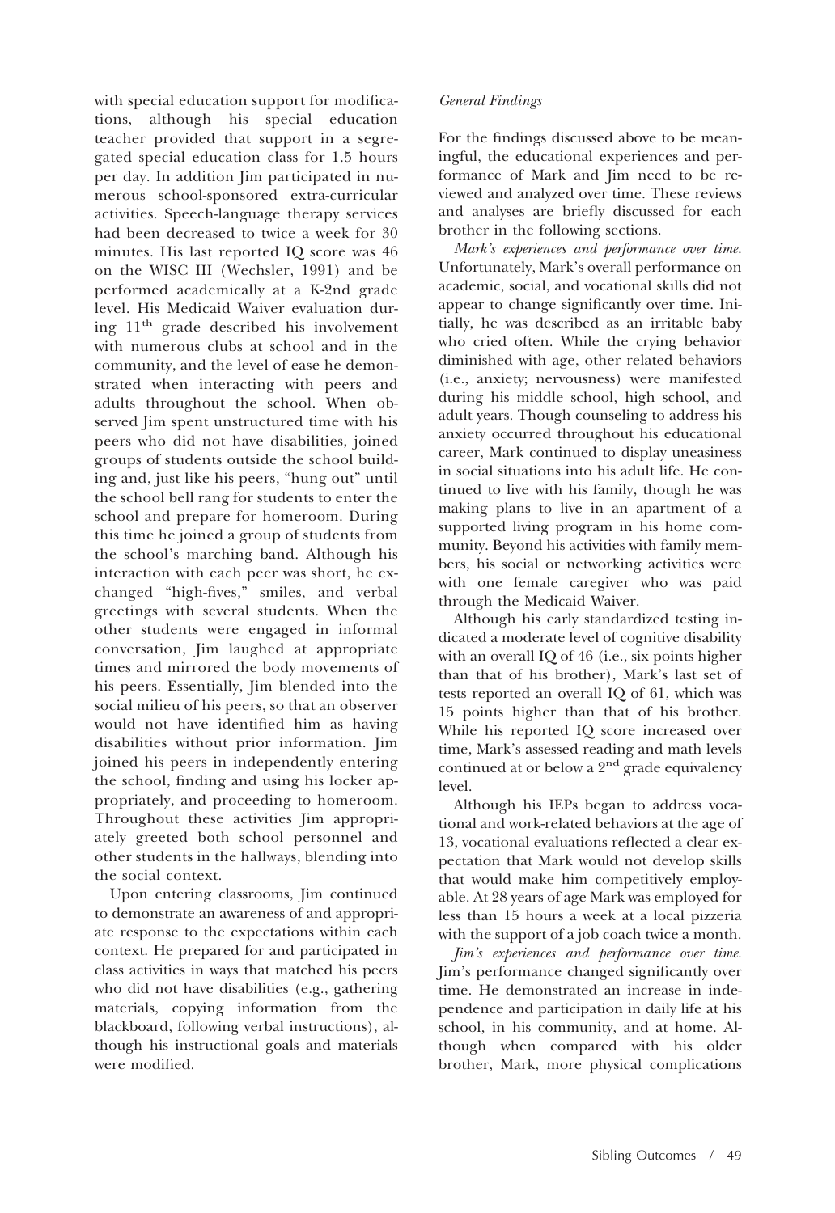with special education support for modifications, although his special education teacher provided that support in a segregated special education class for 1.5 hours per day. In addition Jim participated in numerous school-sponsored extra-curricular activities. Speech-language therapy services had been decreased to twice a week for 30 minutes. His last reported IQ score was 46 on the WISC III (Wechsler, 1991) and be performed academically at a K-2nd grade level. His Medicaid Waiver evaluation during 11th grade described his involvement with numerous clubs at school and in the community, and the level of ease he demonstrated when interacting with peers and adults throughout the school. When observed Jim spent unstructured time with his peers who did not have disabilities, joined groups of students outside the school building and, just like his peers, "hung out" until the school bell rang for students to enter the school and prepare for homeroom. During this time he joined a group of students from the school's marching band. Although his interaction with each peer was short, he exchanged "high-fives," smiles, and verbal greetings with several students. When the other students were engaged in informal conversation, Jim laughed at appropriate times and mirrored the body movements of his peers. Essentially, Jim blended into the social milieu of his peers, so that an observer would not have identified him as having disabilities without prior information. Jim joined his peers in independently entering the school, finding and using his locker appropriately, and proceeding to homeroom. Throughout these activities Jim appropriately greeted both school personnel and other students in the hallways, blending into the social context.

Upon entering classrooms, Jim continued to demonstrate an awareness of and appropriate response to the expectations within each context. He prepared for and participated in class activities in ways that matched his peers who did not have disabilities (e.g., gathering materials, copying information from the blackboard, following verbal instructions), although his instructional goals and materials were modified.

*General Findings*

For the findings discussed above to be meaningful, the educational experiences and performance of Mark and Jim need to be reviewed and analyzed over time. These reviews and analyses are briefly discussed for each brother in the following sections.

*Mark's experiences and performance over time.* Unfortunately, Mark's overall performance on academic, social, and vocational skills did not appear to change significantly over time. Initially, he was described as an irritable baby who cried often. While the crying behavior diminished with age, other related behaviors (i.e., anxiety; nervousness) were manifested during his middle school, high school, and adult years. Though counseling to address his anxiety occurred throughout his educational career, Mark continued to display uneasiness in social situations into his adult life. He continued to live with his family, though he was making plans to live in an apartment of a supported living program in his home community. Beyond his activities with family members, his social or networking activities were with one female caregiver who was paid through the Medicaid Waiver.

Although his early standardized testing indicated a moderate level of cognitive disability with an overall IQ of 46 (i.e., six points higher than that of his brother), Mark's last set of tests reported an overall IQ of 61, which was 15 points higher than that of his brother. While his reported IQ score increased over time, Mark's assessed reading and math levels continued at or below a 2nd grade equivalency level.

Although his IEPs began to address vocational and work-related behaviors at the age of 13, vocational evaluations reflected a clear expectation that Mark would not develop skills that would make him competitively employable. At 28 years of age Mark was employed for less than 15 hours a week at a local pizzeria with the support of a job coach twice a month.

*Jim's experiences and performance over time.* Jim's performance changed significantly over time. He demonstrated an increase in independence and participation in daily life at his school, in his community, and at home. Although when compared with his older brother, Mark, more physical complications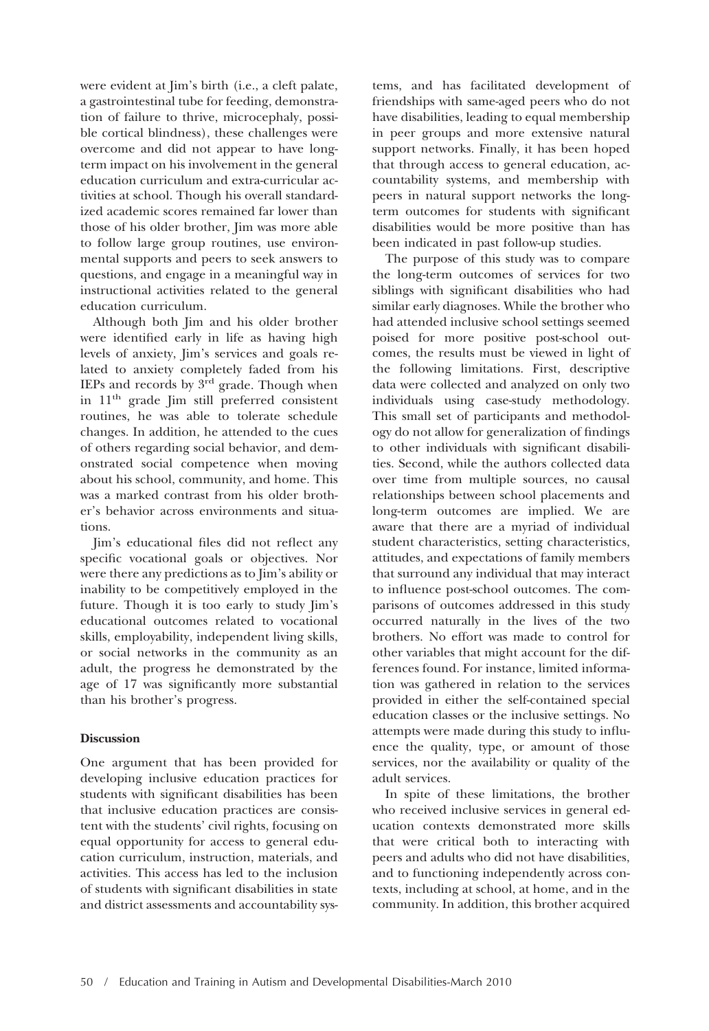were evident at Jim's birth (i.e., a cleft palate, a gastrointestinal tube for feeding, demonstration of failure to thrive, microcephaly, possible cortical blindness), these challenges were overcome and did not appear to have long-term impact on his involvement in the general education curriculum and extra-curricular activities at school. Though his overall standardized academic scores remained far lower than those of his older brother, Jim was more able to follow large group routines, use environmental supports and peers to seek answers to questions, and engage in a meaningful way in instructional activities related to the general education curriculum.

Although both Jim and his older brother were identified early in life as having high levels of anxiety, Jim's services and goals related to anxiety completely faded from his IEPs and records by 3rd grade. Though when in 11th grade Jim still preferred consistent routines, he was able to tolerate schedule changes. In addition, he attended to the cues of others regarding social behavior, and demonstrated social competence when moving about his school, community, and home. This was a marked contrast from his older brother's behavior across environments and situations.

Jim's educational files did not reflect any specific vocational goals or objectives. Nor were there any predictions as to Jim's ability or inability to be competitively employed in the future. Though it is too early to study Jim's educational outcomes related to vocational skills, employability, independent living skills, or social networks in the community as an adult, the progress he demonstrated by the age of 17 was significantly more substantial than his brother's progress.

**Discussion**

One argument that has been provided for developing inclusive education practices for students with significant disabilities has been that inclusive education practices are consistent with the students' civil rights, focusing on equal opportunity for access to general education curriculum, instruction, materials, and activities. This access has led to the inclusion of students with significant disabilities in state and district assessments and accountability systems, and has facilitated development of friendships with same-aged peers who do not have disabilities, leading to equal membership in peer groups and more extensive natural support networks. Finally, it has been hoped that through access to general education, accountability systems, and membership with peers in natural support networks the long-term outcomes for students with significant disabilities would be more positive than has been indicated in past follow-up studies.

The purpose of this study was to compare the long-term outcomes of services for two siblings with significant disabilities who had similar early diagnoses. While the brother who had attended inclusive school settings seemed poised for more positive post-school outcomes, the results must be viewed in light of the following limitations. First, descriptive data were collected and analyzed on only two individuals using case-study methodology. This small set of participants and methodology do not allow for generalization of findings to other individuals with significant disabilities. Second, while the authors collected data over time from multiple sources, no causal relationships between school placements and long-term outcomes are implied. We are aware that there are a myriad of individual student characteristics, setting characteristics, attitudes, and expectations of family members that surround any individual that may interact to influence post-school outcomes. The comparisons of outcomes addressed in this study occurred naturally in the lives of the two brothers. No effort was made to control for other variables that might account for the differences found. For instance, limited information was gathered in relation to the services provided in either the self-contained special education classes or the inclusive settings. No attempts were made during this study to influence the quality, type, or amount of those services, nor the availability or quality of the adult services.

In spite of these limitations, the brother who received inclusive services in general education contexts demonstrated more skills that were critical both to interacting with peers and adults who did not have disabilities, and to functioning independently across contexts, including at school, at home, and in the community. In addition, this brother acquired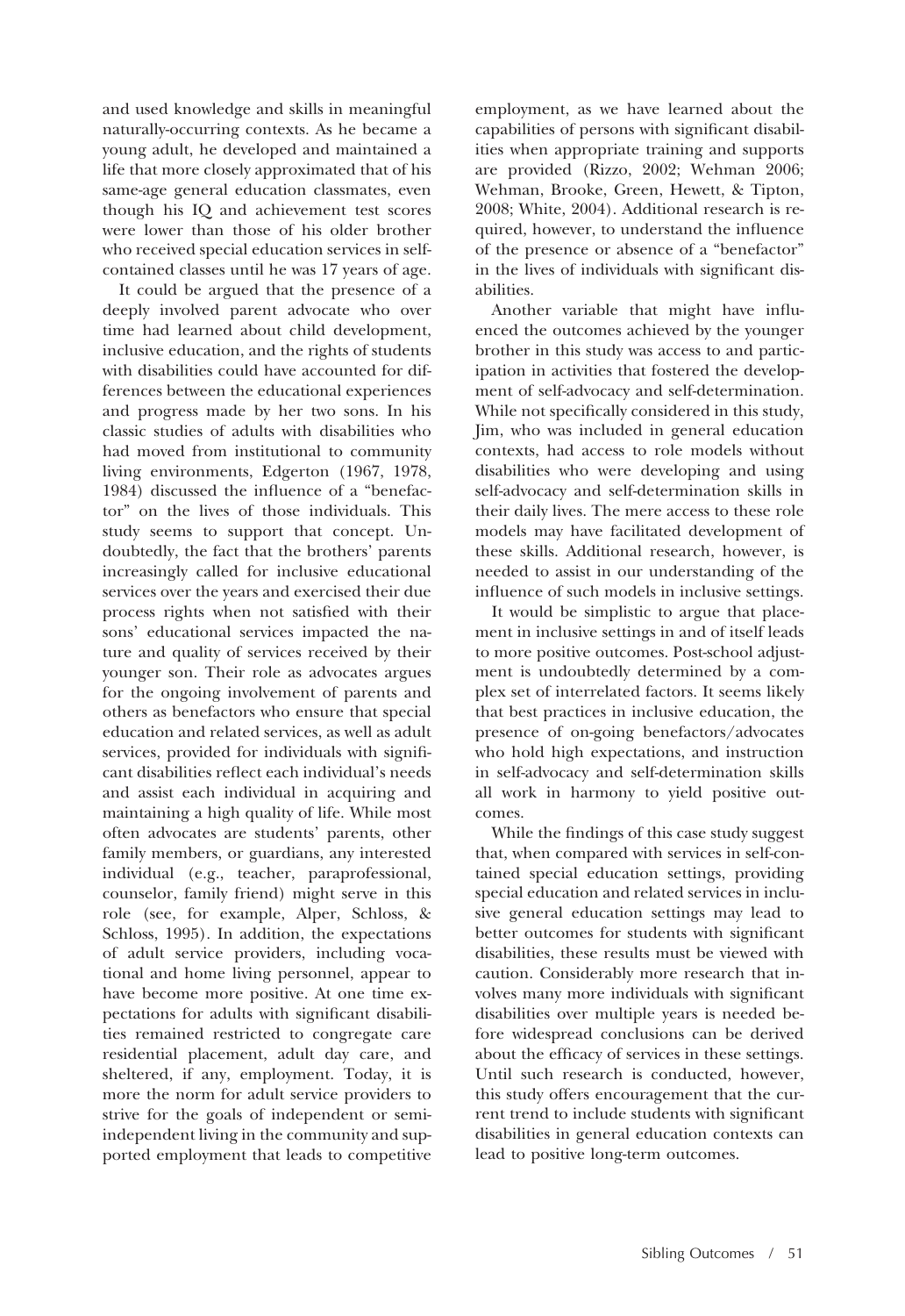and used knowledge and skills in meaningful naturally-occurring contexts. As he became a young adult, he developed and maintained a life that more closely approximated that of his same-age general education classmates, even though his IQ and achievement test scores were lower than those of his older brother who received special education services in self-contained classes until he was 17 years of age.

It could be argued that the presence of a deeply involved parent advocate who over time had learned about child development, inclusive education, and the rights of students with disabilities could have accounted for differences between the educational experiences and progress made by her two sons. In his classic studies of adults with disabilities who had moved from institutional to community living environments, Edgerton (1967, 1978, 1984) discussed the influence of a "benefactor" on the lives of those individuals. This study seems to support that concept. Undoubtedly, the fact that the brothers' parents increasingly called for inclusive educational services over the years and exercised their due process rights when not satisfied with their sons' educational services impacted the nature and quality of services received by their younger son. Their role as advocates argues for the ongoing involvement of parents and others as benefactors who ensure that special education and related services, as well as adult services, provided for individuals with significant disabilities reflect each individual's needs and assist each individual in acquiring and maintaining a high quality of life. While most often advocates are students' parents, other family members, or guardians, any interested individual (e.g., teacher, paraprofessional, counselor, family friend) might serve in this role (see, for example, Alper, Schloss, & Schloss, 1995). In addition, the expectations of adult service providers, including vocational and home living personnel, appear to have become more positive. At one time expectations for adults with significant disabilities remained restricted to congregate care residential placement, adult day care, and sheltered, if any, employment. Today, it is more the norm for adult service providers to strive for the goals of independent or semi-independent living in the community and supported employment that leads to competitive employment, as we have learned about the capabilities of persons with significant disabilities when appropriate training and supports are provided (Rizzo, 2002; Wehman 2006; Wehman, Brooke, Green, Hewett, & Tipton, 2008; White, 2004). Additional research is required, however, to understand the influence of the presence or absence of a "benefactor" in the lives of individuals with significant disabilities.

Another variable that might have influenced the outcomes achieved by the younger brother in this study was access to and participation in activities that fostered the development of self-advocacy and self-determination. While not specifically considered in this study, Jim, who was included in general education contexts, had access to role models without disabilities who were developing and using self-advocacy and self-determination skills in their daily lives. The mere access to these role models may have facilitated development of these skills. Additional research, however, is needed to assist in our understanding of the influence of such models in inclusive settings.

It would be simplistic to argue that placement in inclusive settings in and of itself leads to more positive outcomes. Post-school adjustment is undoubtedly determined by a complex set of interrelated factors. It seems likely that best practices in inclusive education, the presence of on-going benefactors/advocates who hold high expectations, and instruction in self-advocacy and self-determination skills all work in harmony to yield positive outcomes.

While the findings of this case study suggest that, when compared with services in self-contained special education settings, providing special education and related services in inclusive general education settings may lead to better outcomes for students with significant disabilities, these results must be viewed with caution. Considerably more research that involves many more individuals with significant disabilities over multiple years is needed before widespread conclusions can be derived about the efficacy of services in these settings. Until such research is conducted, however, this study offers encouragement that the current trend to include students with significant disabilities in general education contexts can lead to positive long-term outcomes.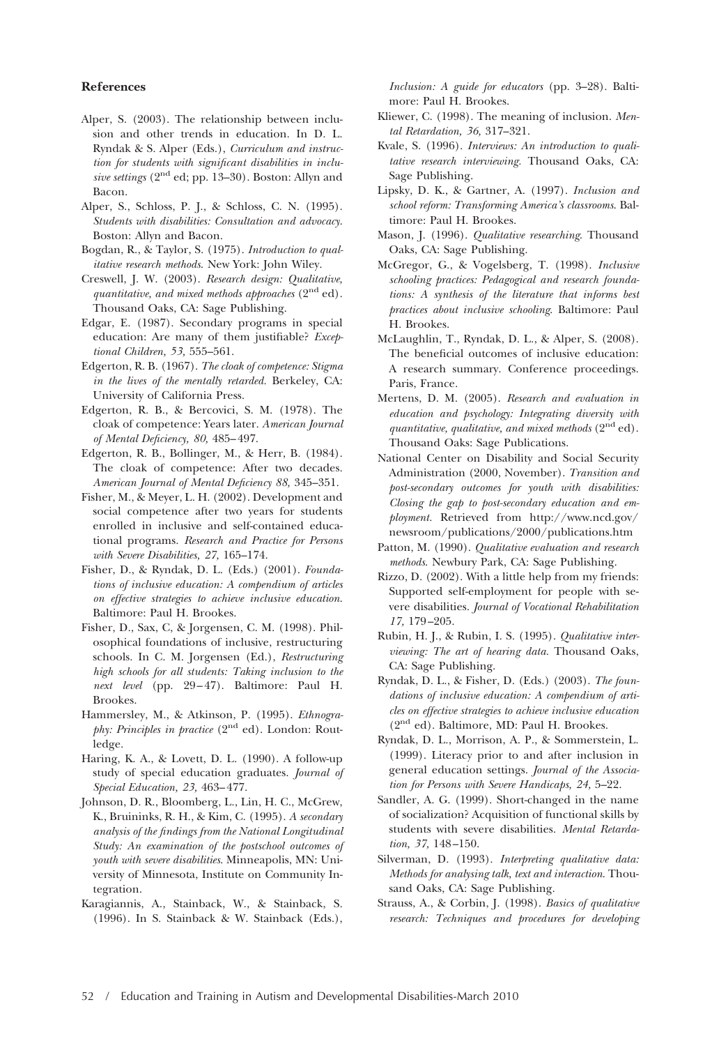### References

Alper, S. (2003). The relationship between inclusion and other trends in education. In D. L. Ryndak & S. Alper (Eds.), *Curriculum and instruction for students with significant disabilities in inclusive settings* ($2^{nd}$ ed; pp. 13–30). Boston: Allyn and Bacon.

Alper, S., Schloss, P. J., & Schloss, C. N. (1995). *Students with disabilities: Consultation and advocacy*. Boston: Allyn and Bacon.

Bogdan, R., & Taylor, S. (1975). *Introduction to qualitative research methods*. New York: John Wiley.

Creswell, J. W. (2003). *Research design: Qualitative, quantitative, and mixed methods approaches* ($2^{nd}$ ed). Thousand Oaks, CA: Sage Publishing.

Edgar, E. (1987). Secondary programs in special education: Are many of them justifiable? *Exceptional Children, 53,* 555–561.

Edgerton, R. B. (1967). *The cloak of competence: Stigma in the lives of the mentally retarded*. Berkeley, CA: University of California Press.

Edgerton, R. B., & Bercovici, S. M. (1978). The cloak of competence: Years later. *American Journal of Mental Deficiency, 80,* 485–497.

Edgerton, R. B., Bollinger, M., & Herr, B. (1984). The cloak of competence: After two decades. *American Journal of Mental Deficiency 88,* 345–351.

Fisher, M., & Meyer, L. H. (2002). Development and social competence after two years for students enrolled in inclusive and self-contained educational programs. *Research and Practice for Persons with Severe Disabilities, 27,* 165–174.

Fisher, D., & Ryndak, D. L. (Eds.) (2001). *Foundations of inclusive education: A compendium of articles on effective strategies to achieve inclusive education*. Baltimore: Paul H. Brookes.

Fisher, D., Sax, C, & Jorgensen, C. M. (1998). Philosophical foundations of inclusive, restructuring schools. In C. M. Jorgensen (Ed.), *Restructuring high schools for all students: Taking inclusion to the next level* (pp. 29–47). Baltimore: Paul H. Brookes.

Hammersley, M., & Atkinson, P. (1995). *Ethnography: Principles in practice* ($2^{nd}$ ed). London: Routledge.

Haring, K. A., & Lovett, D. L. (1990). A follow-up study of special education graduates. *Journal of Special Education, 23,* 463–477.

Johnson, D. R., Bloomberg, L., Lin, H. C., McGrew, K., Bruininks, R. H., & Kim, C. (1995). *A secondary analysis of the findings from the National Longitudinal Study: An examination of the postschool outcomes of youth with severe disabilities*. Minneapolis, MN: University of Minnesota, Institute on Community Integration.

Karagiannis, A., Stainback, W., & Stainback, S. (1996). In S. Stainback & W. Stainback (Eds.), *Inclusion: A guide for educators* (pp. 3–28). Baltimore: Paul H. Brookes.

Kliewer, C. (1998). The meaning of inclusion. *Mental Retardation, 36,* 317–321.

Kvale, S. (1996). *Interviews: An introduction to qualitative research interviewing*. Thousand Oaks, CA: Sage Publishing.

Lipsky, D. K., & Gartner, A. (1997). *Inclusion and school reform: Transforming America's classrooms*. Baltimore: Paul H. Brookes.

Mason, J. (1996). *Qualitative researching*. Thousand Oaks, CA: Sage Publishing.

McGregor, G., & Vogelsberg, T. (1998). *Inclusive schooling practices: Pedagogical and research foundations: A synthesis of the literature that informs best practices about inclusive schooling*. Baltimore: Paul H. Brookes.

McLaughlin, T., Ryndak, D. L., & Alper, S. (2008). The beneficial outcomes of inclusive education: A research summary. Conference proceedings. Paris, France.

Mertens, D. M. (2005). *Research and evaluation in education and psychology: Integrating diversity with quantitative, qualitative, and mixed methods* ($2^{nd}$ ed). Thousand Oaks: Sage Publications.

National Center on Disability and Social Security Administration (2000, November). *Transition and post-secondary outcomes for youth with disabilities: Closing the gap to post-secondary education and employment*. Retrieved from http://www.ncd.gov/newsroom/publications/2000/publications.htm

Patton, M. (1990). *Qualitative evaluation and research methods*. Newbury Park, CA: Sage Publishing.

Rizzo, D. (2002). With a little help from my friends: Supported self-employment for people with severe disabilities. *Journal of Vocational Rehabilitation 17,* 179–205.

Rubin, H. J., & Rubin, I. S. (1995). *Qualitative interviewing: The art of hearing data*. Thousand Oaks, CA: Sage Publishing.

Ryndak, D. L., & Fisher, D. (Eds.) (2003). *The foundations of inclusive education: A compendium of articles on effective strategies to achieve inclusive education* ($2^{nd}$ ed). Baltimore, MD: Paul H. Brookes.

Ryndak, D. L., Morrison, A. P., & Sommerstein, L. (1999). Literacy prior to and after inclusion in general education settings. *Journal of the Association for Persons with Severe Handicaps, 24,* 5–22.

Sandler, A. G. (1999). Short-changed in the name of socialization? Acquisition of functional skills by students with severe disabilities. *Mental Retardation, 37,* 148–150.

Silverman, D. (1993). *Interpreting qualitative data: Methods for analysing talk, text and interaction*. Thousand Oaks, CA: Sage Publishing.

Strauss, A., & Corbin, J. (1998). *Basics of qualitative research: Techniques and procedures for developing*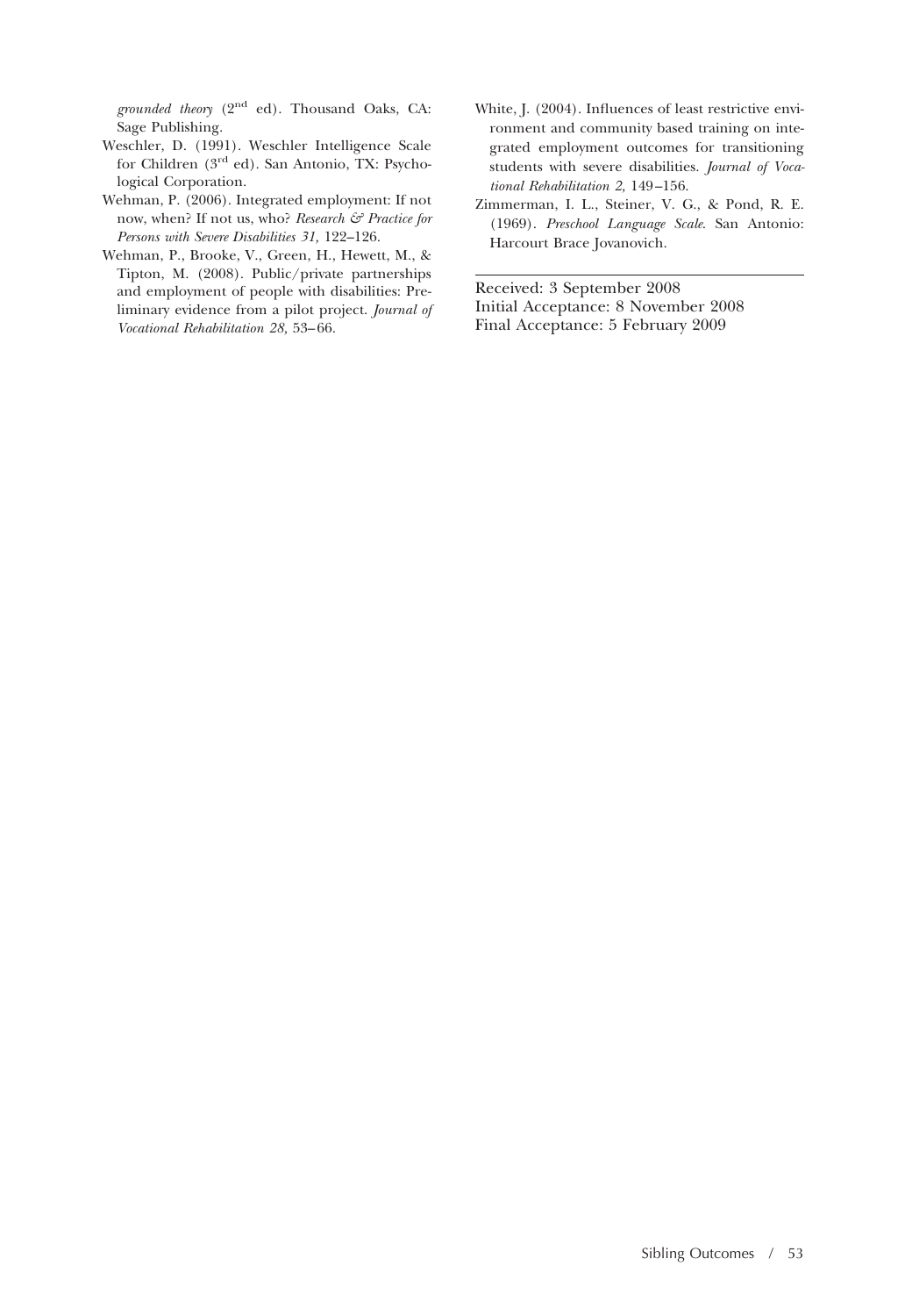*grounded theory* (2nd ed). Thousand Oaks, CA: Sage Publishing.

Weschler, D. (1991). Weschler Intelligence Scale for Children (3rd ed). San Antonio, TX: Psychological Corporation.

Wehman, P. (2006). Integrated employment: If not now, when? If not us, who? *Research & Practice for Persons with Severe Disabilities 31,* 122–126.

Wehman, P., Brooke, V., Green, H., Hewett, M., & Tipton, M. (2008). Public/private partnerships and employment of people with disabilities: Preliminary evidence from a pilot project. *Journal of Vocational Rehabilitation 28,* 53–66.

White, J. (2004). Influences of least restrictive environment and community based training on integrated employment outcomes for transitioning students with severe disabilities. *Journal of Vocational Rehabilitation 2,* 149–156.

Zimmerman, I. L., Steiner, V. G., & Pond, R. E. (1969). *Preschool Language Scale*. San Antonio: Harcourt Brace Jovanovich.

---

Received: 3 September 2008
Initial Acceptance: 8 November 2008
Final Acceptance: 5 February 2009